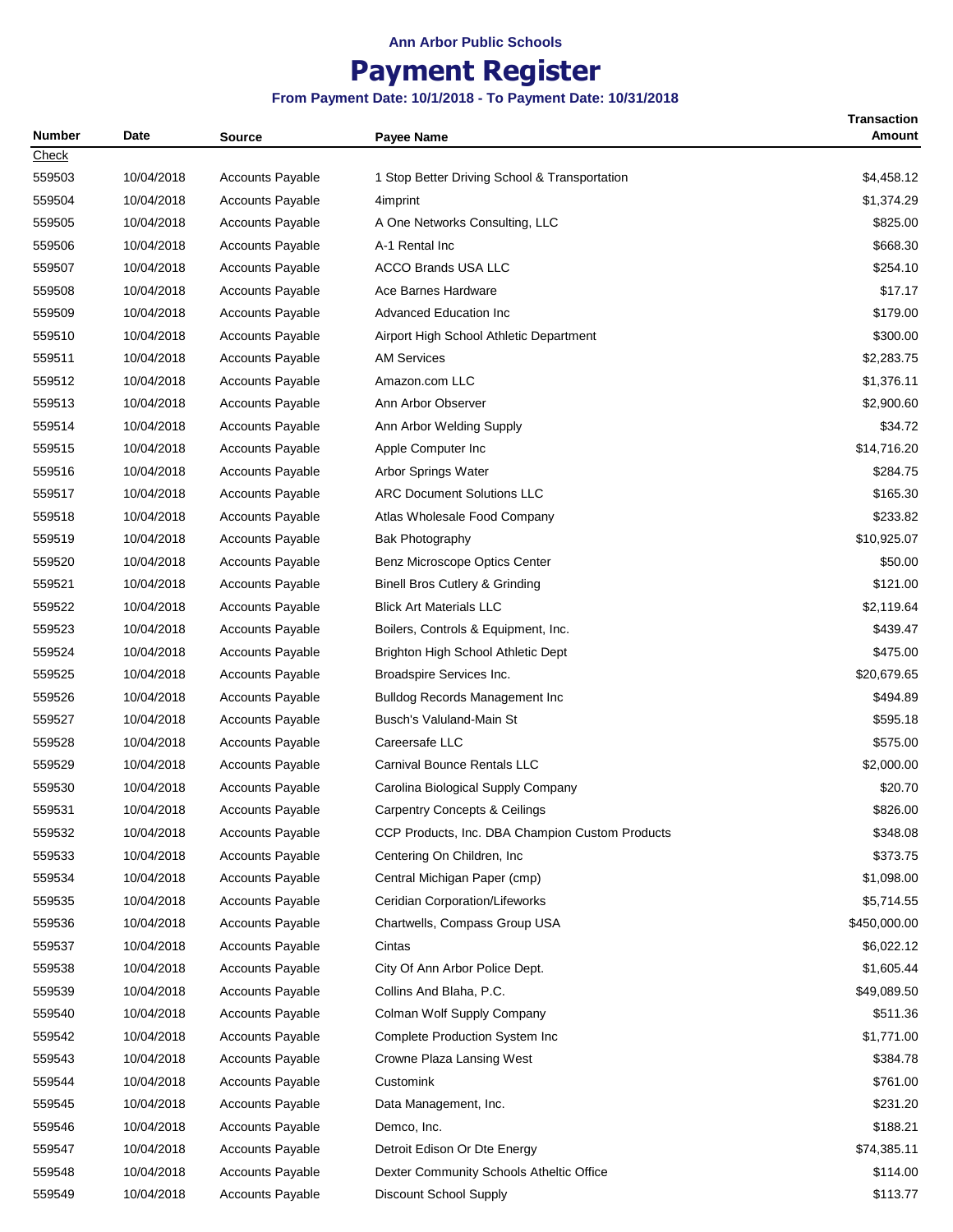**Ann Arbor Public Schools**

# Payment Register

**From Payment Date: 10/1/2018 - To Payment Date: 10/31/2018**

| Number | Date | Source | Payee Name | Transaction Amount |
|---|---|---|---|---|
| Check | | | | |
| 559503 | 10/04/2018 | Accounts Payable | 1 Stop Better Driving School & Transportation | $4,458.12 |
| 559504 | 10/04/2018 | Accounts Payable | 4imprint | $1,374.29 |
| 559505 | 10/04/2018 | Accounts Payable | A One Networks Consulting, LLC | $825.00 |
| 559506 | 10/04/2018 | Accounts Payable | A-1 Rental Inc | $668.30 |
| 559507 | 10/04/2018 | Accounts Payable | ACCO Brands USA LLC | $254.10 |
| 559508 | 10/04/2018 | Accounts Payable | Ace Barnes Hardware | $17.17 |
| 559509 | 10/04/2018 | Accounts Payable | Advanced Education Inc | $179.00 |
| 559510 | 10/04/2018 | Accounts Payable | Airport High School Athletic Department | $300.00 |
| 559511 | 10/04/2018 | Accounts Payable | AM Services | $2,283.75 |
| 559512 | 10/04/2018 | Accounts Payable | Amazon.com LLC | $1,376.11 |
| 559513 | 10/04/2018 | Accounts Payable | Ann Arbor Observer | $2,900.60 |
| 559514 | 10/04/2018 | Accounts Payable | Ann Arbor Welding Supply | $34.72 |
| 559515 | 10/04/2018 | Accounts Payable | Apple Computer Inc | $14,716.20 |
| 559516 | 10/04/2018 | Accounts Payable | Arbor Springs Water | $284.75 |
| 559517 | 10/04/2018 | Accounts Payable | ARC Document Solutions LLC | $165.30 |
| 559518 | 10/04/2018 | Accounts Payable | Atlas Wholesale Food Company | $233.82 |
| 559519 | 10/04/2018 | Accounts Payable | Bak Photography | $10,925.07 |
| 559520 | 10/04/2018 | Accounts Payable | Benz Microscope Optics Center | $50.00 |
| 559521 | 10/04/2018 | Accounts Payable | Binell Bros Cutlery & Grinding | $121.00 |
| 559522 | 10/04/2018 | Accounts Payable | Blick Art Materials LLC | $2,119.64 |
| 559523 | 10/04/2018 | Accounts Payable | Boilers, Controls & Equipment, Inc. | $439.47 |
| 559524 | 10/04/2018 | Accounts Payable | Brighton High School Athletic Dept | $475.00 |
| 559525 | 10/04/2018 | Accounts Payable | Broadspire Services Inc. | $20,679.65 |
| 559526 | 10/04/2018 | Accounts Payable | Bulldog Records Management Inc | $494.89 |
| 559527 | 10/04/2018 | Accounts Payable | Busch's Valuland-Main St | $595.18 |
| 559528 | 10/04/2018 | Accounts Payable | Careersafe LLC | $575.00 |
| 559529 | 10/04/2018 | Accounts Payable | Carnival Bounce Rentals LLC | $2,000.00 |
| 559530 | 10/04/2018 | Accounts Payable | Carolina Biological Supply Company | $20.70 |
| 559531 | 10/04/2018 | Accounts Payable | Carpentry Concepts & Ceilings | $826.00 |
| 559532 | 10/04/2018 | Accounts Payable | CCP Products, Inc. DBA Champion Custom Products | $348.08 |
| 559533 | 10/04/2018 | Accounts Payable | Centering On Children, Inc | $373.75 |
| 559534 | 10/04/2018 | Accounts Payable | Central Michigan Paper (cmp) | $1,098.00 |
| 559535 | 10/04/2018 | Accounts Payable | Ceridian Corporation/Lifeworks | $5,714.55 |
| 559536 | 10/04/2018 | Accounts Payable | Chartwells, Compass Group USA | $450,000.00 |
| 559537 | 10/04/2018 | Accounts Payable | Cintas | $6,022.12 |
| 559538 | 10/04/2018 | Accounts Payable | City Of Ann Arbor Police Dept. | $1,605.44 |
| 559539 | 10/04/2018 | Accounts Payable | Collins And Blaha, P.C. | $49,089.50 |
| 559540 | 10/04/2018 | Accounts Payable | Colman Wolf Supply Company | $511.36 |
| 559542 | 10/04/2018 | Accounts Payable | Complete Production System Inc | $1,771.00 |
| 559543 | 10/04/2018 | Accounts Payable | Crowne Plaza Lansing West | $384.78 |
| 559544 | 10/04/2018 | Accounts Payable | Customink | $761.00 |
| 559545 | 10/04/2018 | Accounts Payable | Data Management, Inc. | $231.20 |
| 559546 | 10/04/2018 | Accounts Payable | Demco, Inc. | $188.21 |
| 559547 | 10/04/2018 | Accounts Payable | Detroit Edison Or Dte Energy | $74,385.11 |
| 559548 | 10/04/2018 | Accounts Payable | Dexter Community Schools Atheltic Office | $114.00 |
| 559549 | 10/04/2018 | Accounts Payable | Discount School Supply | $113.77 |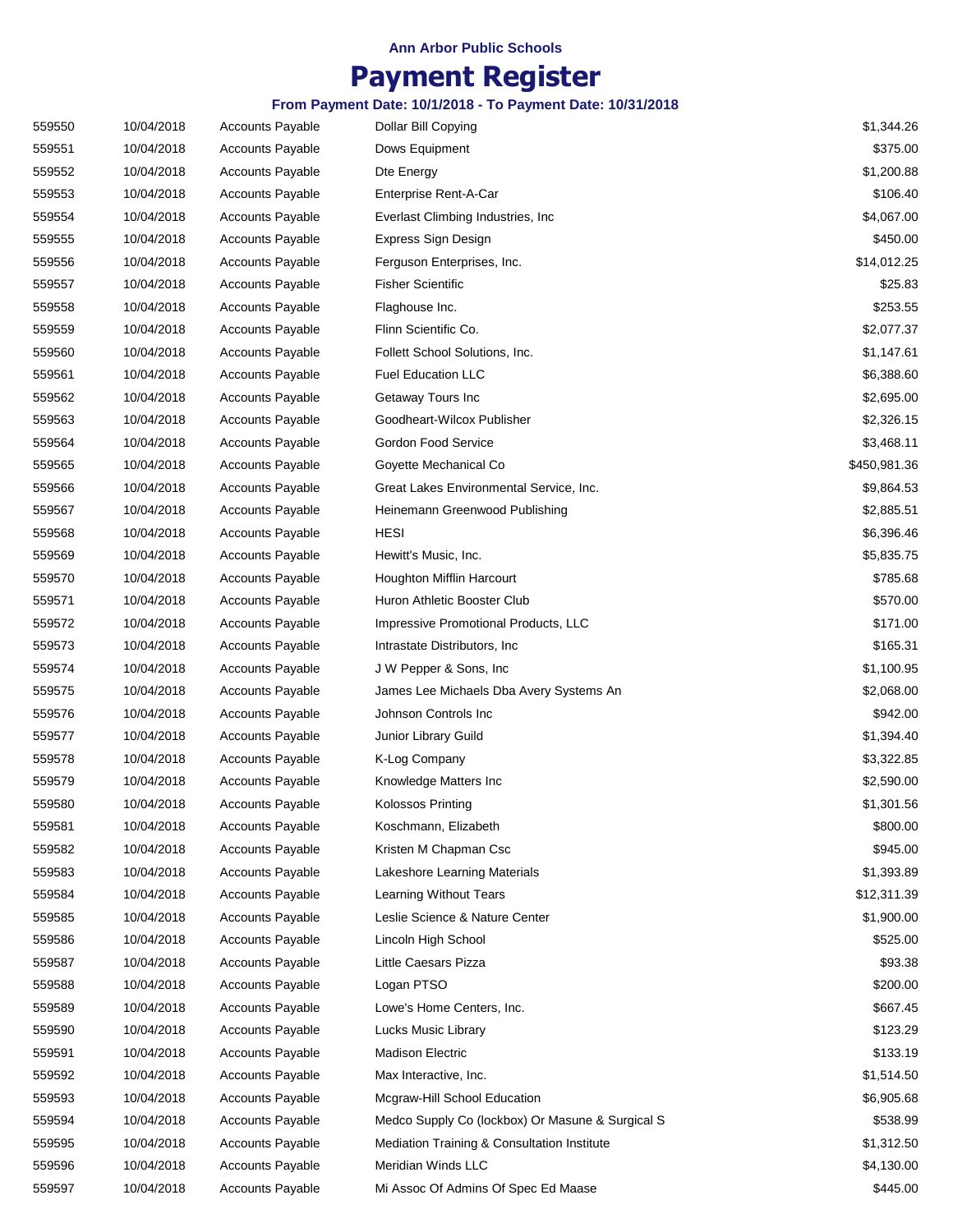**Ann Arbor Public Schools**

# Payment Register

**From Payment Date: 10/1/2018 - To Payment Date: 10/31/2018**

| | | | | |
|---|---|---|---|---|
| 559550 | 10/04/2018 | Accounts Payable | Dollar Bill Copying | $1,344.26 |
| 559551 | 10/04/2018 | Accounts Payable | Dows Equipment | $375.00 |
| 559552 | 10/04/2018 | Accounts Payable | Dte Energy | $1,200.88 |
| 559553 | 10/04/2018 | Accounts Payable | Enterprise Rent-A-Car | $106.40 |
| 559554 | 10/04/2018 | Accounts Payable | Everlast Climbing Industries, Inc | $4,067.00 |
| 559555 | 10/04/2018 | Accounts Payable | Express Sign Design | $450.00 |
| 559556 | 10/04/2018 | Accounts Payable | Ferguson Enterprises, Inc. | $14,012.25 |
| 559557 | 10/04/2018 | Accounts Payable | Fisher Scientific | $25.83 |
| 559558 | 10/04/2018 | Accounts Payable | Flaghouse Inc. | $253.55 |
| 559559 | 10/04/2018 | Accounts Payable | Flinn Scientific Co. | $2,077.37 |
| 559560 | 10/04/2018 | Accounts Payable | Follett School Solutions, Inc. | $1,147.61 |
| 559561 | 10/04/2018 | Accounts Payable | Fuel Education LLC | $6,388.60 |
| 559562 | 10/04/2018 | Accounts Payable | Getaway Tours Inc | $2,695.00 |
| 559563 | 10/04/2018 | Accounts Payable | Goodheart-Wilcox Publisher | $2,326.15 |
| 559564 | 10/04/2018 | Accounts Payable | Gordon Food Service | $3,468.11 |
| 559565 | 10/04/2018 | Accounts Payable | Goyette Mechanical Co | $450,981.36 |
| 559566 | 10/04/2018 | Accounts Payable | Great Lakes Environmental Service, Inc. | $9,864.53 |
| 559567 | 10/04/2018 | Accounts Payable | Heinemann Greenwood Publishing | $2,885.51 |
| 559568 | 10/04/2018 | Accounts Payable | HESI | $6,396.46 |
| 559569 | 10/04/2018 | Accounts Payable | Hewitt's Music, Inc. | $5,835.75 |
| 559570 | 10/04/2018 | Accounts Payable | Houghton Mifflin Harcourt | $785.68 |
| 559571 | 10/04/2018 | Accounts Payable | Huron Athletic Booster Club | $570.00 |
| 559572 | 10/04/2018 | Accounts Payable | Impressive Promotional Products, LLC | $171.00 |
| 559573 | 10/04/2018 | Accounts Payable | Intrastate Distributors, Inc | $165.31 |
| 559574 | 10/04/2018 | Accounts Payable | J W Pepper & Sons, Inc | $1,100.95 |
| 559575 | 10/04/2018 | Accounts Payable | James Lee Michaels Dba Avery Systems An | $2,068.00 |
| 559576 | 10/04/2018 | Accounts Payable | Johnson Controls Inc | $942.00 |
| 559577 | 10/04/2018 | Accounts Payable | Junior Library Guild | $1,394.40 |
| 559578 | 10/04/2018 | Accounts Payable | K-Log Company | $3,322.85 |
| 559579 | 10/04/2018 | Accounts Payable | Knowledge Matters Inc | $2,590.00 |
| 559580 | 10/04/2018 | Accounts Payable | Kolossos Printing | $1,301.56 |
| 559581 | 10/04/2018 | Accounts Payable | Koschmann, Elizabeth | $800.00 |
| 559582 | 10/04/2018 | Accounts Payable | Kristen M Chapman Csc | $945.00 |
| 559583 | 10/04/2018 | Accounts Payable | Lakeshore Learning Materials | $1,393.89 |
| 559584 | 10/04/2018 | Accounts Payable | Learning Without Tears | $12,311.39 |
| 559585 | 10/04/2018 | Accounts Payable | Leslie Science & Nature Center | $1,900.00 |
| 559586 | 10/04/2018 | Accounts Payable | Lincoln High School | $525.00 |
| 559587 | 10/04/2018 | Accounts Payable | Little Caesars Pizza | $93.38 |
| 559588 | 10/04/2018 | Accounts Payable | Logan PTSO | $200.00 |
| 559589 | 10/04/2018 | Accounts Payable | Lowe's Home Centers, Inc. | $667.45 |
| 559590 | 10/04/2018 | Accounts Payable | Lucks Music Library | $123.29 |
| 559591 | 10/04/2018 | Accounts Payable | Madison Electric | $133.19 |
| 559592 | 10/04/2018 | Accounts Payable | Max Interactive, Inc. | $1,514.50 |
| 559593 | 10/04/2018 | Accounts Payable | Mcgraw-Hill School Education | $6,905.68 |
| 559594 | 10/04/2018 | Accounts Payable | Medco Supply Co (lockbox) Or Masune & Surgical S | $538.99 |
| 559595 | 10/04/2018 | Accounts Payable | Mediation Training & Consultation Institute | $1,312.50 |
| 559596 | 10/04/2018 | Accounts Payable | Meridian Winds LLC | $4,130.00 |
| 559597 | 10/04/2018 | Accounts Payable | Mi Assoc Of Admins Of Spec Ed Maase | $445.00 |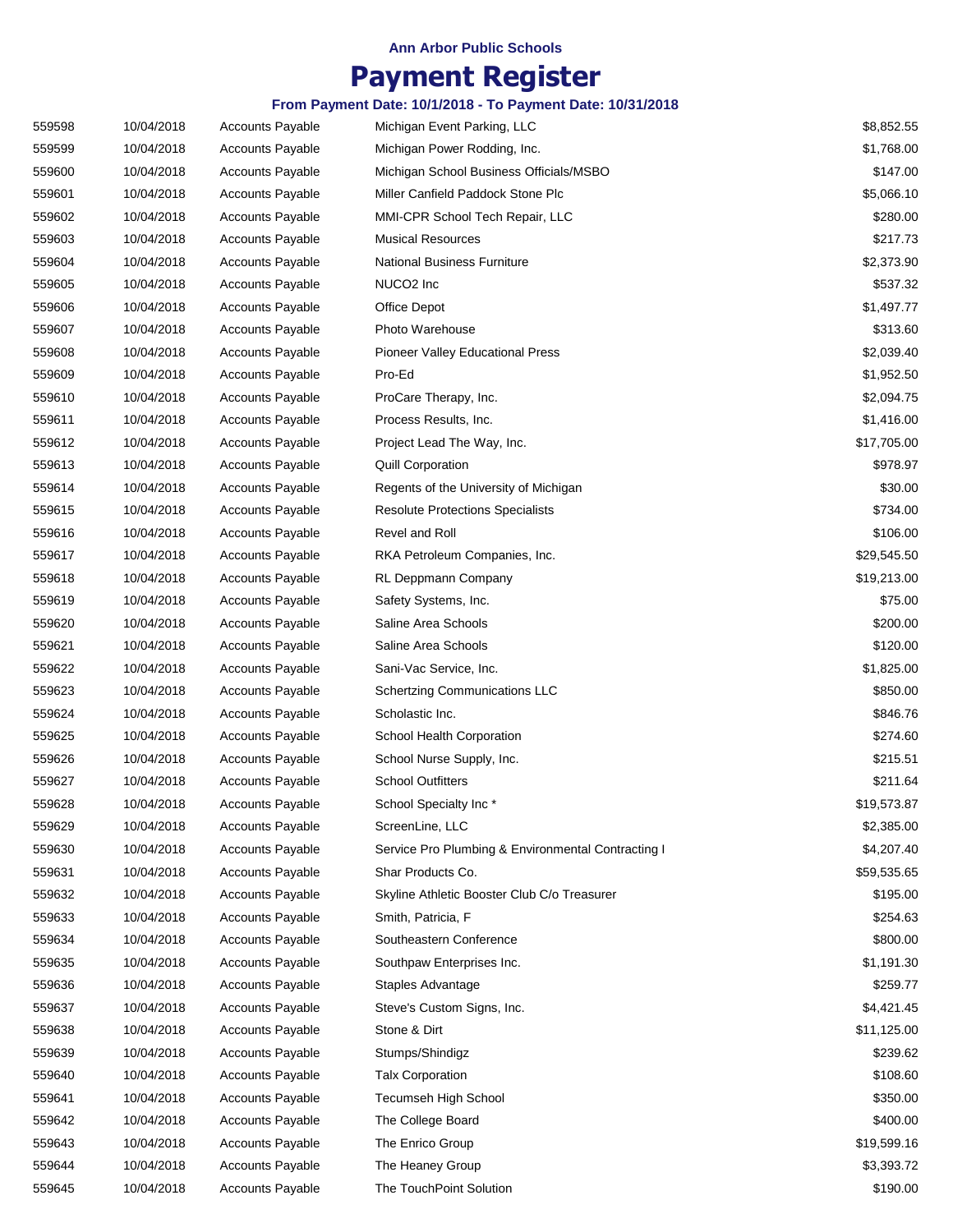Ann Arbor Public Schools

# Payment Register

From Payment Date: 10/1/2018 - To Payment Date: 10/31/2018

| | | | | |
|---|---|---|---|---|
| 559598 | 10/04/2018 | Accounts Payable | Michigan Event Parking, LLC | $8,852.55 |
| 559599 | 10/04/2018 | Accounts Payable | Michigan Power Rodding, Inc. | $1,768.00 |
| 559600 | 10/04/2018 | Accounts Payable | Michigan School Business Officials/MSBO | $147.00 |
| 559601 | 10/04/2018 | Accounts Payable | Miller Canfield Paddock Stone Plc | $5,066.10 |
| 559602 | 10/04/2018 | Accounts Payable | MMI-CPR School Tech Repair, LLC | $280.00 |
| 559603 | 10/04/2018 | Accounts Payable | Musical Resources | $217.73 |
| 559604 | 10/04/2018 | Accounts Payable | National Business Furniture | $2,373.90 |
| 559605 | 10/04/2018 | Accounts Payable | NUCO2 Inc | $537.32 |
| 559606 | 10/04/2018 | Accounts Payable | Office Depot | $1,497.77 |
| 559607 | 10/04/2018 | Accounts Payable | Photo Warehouse | $313.60 |
| 559608 | 10/04/2018 | Accounts Payable | Pioneer Valley Educational Press | $2,039.40 |
| 559609 | 10/04/2018 | Accounts Payable | Pro-Ed | $1,952.50 |
| 559610 | 10/04/2018 | Accounts Payable | ProCare Therapy, Inc. | $2,094.75 |
| 559611 | 10/04/2018 | Accounts Payable | Process Results, Inc. | $1,416.00 |
| 559612 | 10/04/2018 | Accounts Payable | Project Lead The Way, Inc. | $17,705.00 |
| 559613 | 10/04/2018 | Accounts Payable | Quill Corporation | $978.97 |
| 559614 | 10/04/2018 | Accounts Payable | Regents of the University of Michigan | $30.00 |
| 559615 | 10/04/2018 | Accounts Payable | Resolute Protections Specialists | $734.00 |
| 559616 | 10/04/2018 | Accounts Payable | Revel and Roll | $106.00 |
| 559617 | 10/04/2018 | Accounts Payable | RKA Petroleum Companies, Inc. | $29,545.50 |
| 559618 | 10/04/2018 | Accounts Payable | RL Deppmann Company | $19,213.00 |
| 559619 | 10/04/2018 | Accounts Payable | Safety Systems, Inc. | $75.00 |
| 559620 | 10/04/2018 | Accounts Payable | Saline Area Schools | $200.00 |
| 559621 | 10/04/2018 | Accounts Payable | Saline Area Schools | $120.00 |
| 559622 | 10/04/2018 | Accounts Payable | Sani-Vac Service, Inc. | $1,825.00 |
| 559623 | 10/04/2018 | Accounts Payable | Schertzing Communications LLC | $850.00 |
| 559624 | 10/04/2018 | Accounts Payable | Scholastic Inc. | $846.76 |
| 559625 | 10/04/2018 | Accounts Payable | School Health Corporation | $274.60 |
| 559626 | 10/04/2018 | Accounts Payable | School Nurse Supply, Inc. | $215.51 |
| 559627 | 10/04/2018 | Accounts Payable | School Outfitters | $211.64 |
| 559628 | 10/04/2018 | Accounts Payable | School Specialty Inc * | $19,573.87 |
| 559629 | 10/04/2018 | Accounts Payable | ScreenLine, LLC | $2,385.00 |
| 559630 | 10/04/2018 | Accounts Payable | Service Pro Plumbing & Environmental Contracting I | $4,207.40 |
| 559631 | 10/04/2018 | Accounts Payable | Shar Products Co. | $59,535.65 |
| 559632 | 10/04/2018 | Accounts Payable | Skyline Athletic Booster Club C/o Treasurer | $195.00 |
| 559633 | 10/04/2018 | Accounts Payable | Smith, Patricia, F | $254.63 |
| 559634 | 10/04/2018 | Accounts Payable | Southeastern Conference | $800.00 |
| 559635 | 10/04/2018 | Accounts Payable | Southpaw Enterprises Inc. | $1,191.30 |
| 559636 | 10/04/2018 | Accounts Payable | Staples Advantage | $259.77 |
| 559637 | 10/04/2018 | Accounts Payable | Steve's Custom Signs, Inc. | $4,421.45 |
| 559638 | 10/04/2018 | Accounts Payable | Stone & Dirt | $11,125.00 |
| 559639 | 10/04/2018 | Accounts Payable | Stumps/Shindigz | $239.62 |
| 559640 | 10/04/2018 | Accounts Payable | Talx Corporation | $108.60 |
| 559641 | 10/04/2018 | Accounts Payable | Tecumseh High School | $350.00 |
| 559642 | 10/04/2018 | Accounts Payable | The College Board | $400.00 |
| 559643 | 10/04/2018 | Accounts Payable | The Enrico Group | $19,599.16 |
| 559644 | 10/04/2018 | Accounts Payable | The Heaney Group | $3,393.72 |
| 559645 | 10/04/2018 | Accounts Payable | The TouchPoint Solution | $190.00 |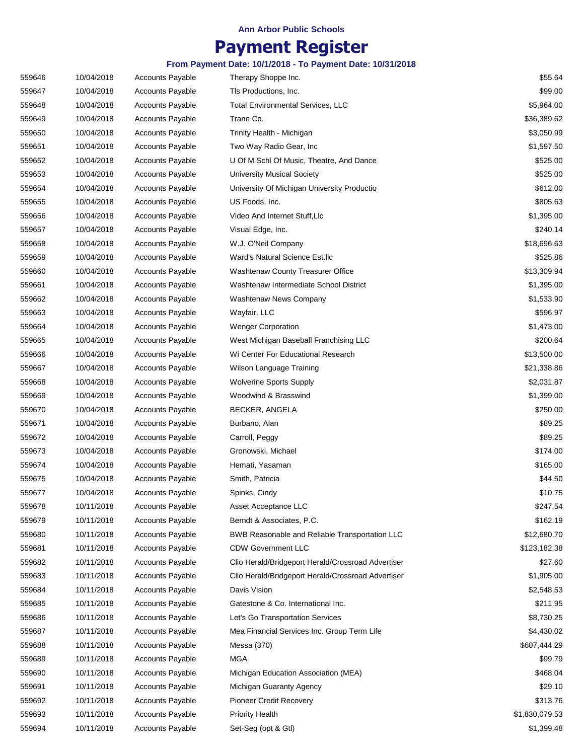**Ann Arbor Public Schools**

# Payment Register

**From Payment Date: 10/1/2018 - To Payment Date: 10/31/2018**

| | | | | |
|---|---|---|---|---|
| 559646 | 10/04/2018 | Accounts Payable | Therapy Shoppe Inc. | $55.64 |
| 559647 | 10/04/2018 | Accounts Payable | Tls Productions, Inc. | $99.00 |
| 559648 | 10/04/2018 | Accounts Payable | Total Environmental Services, LLC | $5,964.00 |
| 559649 | 10/04/2018 | Accounts Payable | Trane Co. | $36,389.62 |
| 559650 | 10/04/2018 | Accounts Payable | Trinity Health - Michigan | $3,050.99 |
| 559651 | 10/04/2018 | Accounts Payable | Two Way Radio Gear, Inc | $1,597.50 |
| 559652 | 10/04/2018 | Accounts Payable | U Of M Schl Of Music, Theatre, And Dance | $525.00 |
| 559653 | 10/04/2018 | Accounts Payable | University Musical Society | $525.00 |
| 559654 | 10/04/2018 | Accounts Payable | University Of Michigan University Productio | $612.00 |
| 559655 | 10/04/2018 | Accounts Payable | US Foods, Inc. | $805.63 |
| 559656 | 10/04/2018 | Accounts Payable | Video And Internet Stuff,Llc | $1,395.00 |
| 559657 | 10/04/2018 | Accounts Payable | Visual Edge, Inc. | $240.14 |
| 559658 | 10/04/2018 | Accounts Payable | W.J. O'Neil Company | $18,696.63 |
| 559659 | 10/04/2018 | Accounts Payable | Ward's Natural Science Est.llc | $525.86 |
| 559660 | 10/04/2018 | Accounts Payable | Washtenaw County Treasurer Office | $13,309.94 |
| 559661 | 10/04/2018 | Accounts Payable | Washtenaw Intermediate School District | $1,395.00 |
| 559662 | 10/04/2018 | Accounts Payable | Washtenaw News Company | $1,533.90 |
| 559663 | 10/04/2018 | Accounts Payable | Wayfair, LLC | $596.97 |
| 559664 | 10/04/2018 | Accounts Payable | Wenger Corporation | $1,473.00 |
| 559665 | 10/04/2018 | Accounts Payable | West Michigan Baseball Franchising LLC | $200.64 |
| 559666 | 10/04/2018 | Accounts Payable | Wi Center For Educational Research | $13,500.00 |
| 559667 | 10/04/2018 | Accounts Payable | Wilson Language Training | $21,338.86 |
| 559668 | 10/04/2018 | Accounts Payable | Wolverine Sports Supply | $2,031.87 |
| 559669 | 10/04/2018 | Accounts Payable | Woodwind & Brasswind | $1,399.00 |
| 559670 | 10/04/2018 | Accounts Payable | BECKER, ANGELA | $250.00 |
| 559671 | 10/04/2018 | Accounts Payable | Burbano, Alan | $89.25 |
| 559672 | 10/04/2018 | Accounts Payable | Carroll, Peggy | $89.25 |
| 559673 | 10/04/2018 | Accounts Payable | Gronowski, Michael | $174.00 |
| 559674 | 10/04/2018 | Accounts Payable | Hemati, Yasaman | $165.00 |
| 559675 | 10/04/2018 | Accounts Payable | Smith, Patricia | $44.50 |
| 559677 | 10/04/2018 | Accounts Payable | Spinks, Cindy | $10.75 |
| 559678 | 10/11/2018 | Accounts Payable | Asset Acceptance LLC | $247.54 |
| 559679 | 10/11/2018 | Accounts Payable | Berndt & Associates, P.C. | $162.19 |
| 559680 | 10/11/2018 | Accounts Payable | BWB Reasonable and Reliable Transportation LLC | $12,680.70 |
| 559681 | 10/11/2018 | Accounts Payable | CDW Government LLC | $123,182.38 |
| 559682 | 10/11/2018 | Accounts Payable | Clio Herald/Bridgeport Herald/Crossroad Advertiser | $27.60 |
| 559683 | 10/11/2018 | Accounts Payable | Clio Herald/Bridgeport Herald/Crossroad Advertiser | $1,905.00 |
| 559684 | 10/11/2018 | Accounts Payable | Davis Vision | $2,548.53 |
| 559685 | 10/11/2018 | Accounts Payable | Gatestone & Co. International Inc. | $211.95 |
| 559686 | 10/11/2018 | Accounts Payable | Let's Go Transportation Services | $8,730.25 |
| 559687 | 10/11/2018 | Accounts Payable | Mea Financial Services Inc. Group Term Life | $4,430.02 |
| 559688 | 10/11/2018 | Accounts Payable | Messa (370) | $607,444.29 |
| 559689 | 10/11/2018 | Accounts Payable | MGA | $99.79 |
| 559690 | 10/11/2018 | Accounts Payable | Michigan Education Association (MEA) | $468.04 |
| 559691 | 10/11/2018 | Accounts Payable | Michigan Guaranty Agency | $29.10 |
| 559692 | 10/11/2018 | Accounts Payable | Pioneer Credit Recovery | $313.76 |
| 559693 | 10/11/2018 | Accounts Payable | Priority Health | $1,830,079.53 |
| 559694 | 10/11/2018 | Accounts Payable | Set-Seg (opt & Gtl) | $1,399.48 |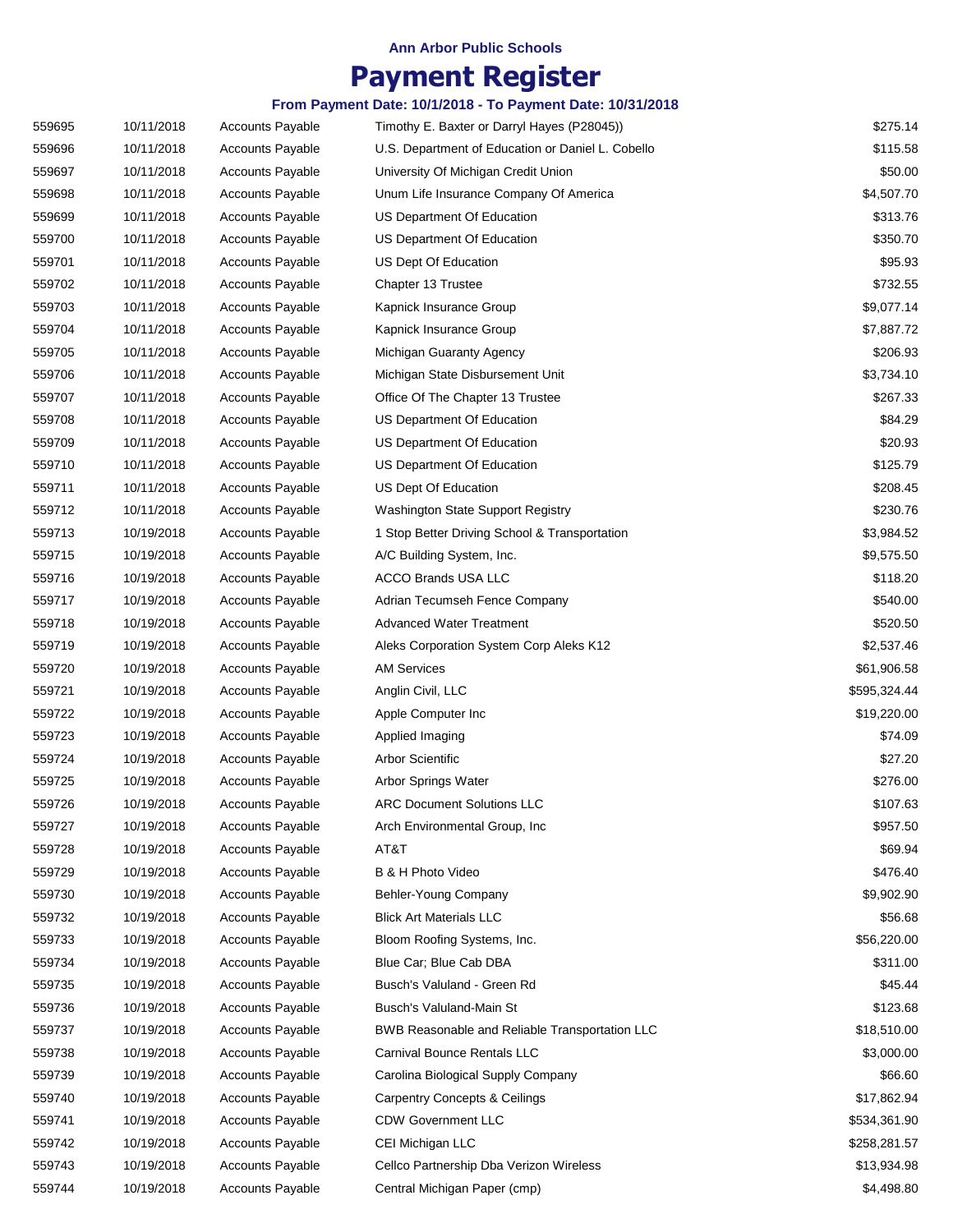Ann Arbor Public Schools

# Payment Register

### From Payment Date: 10/1/2018 - To Payment Date: 10/31/2018

| | | | | |
|---|---|---|---|---|
| 559695 | 10/11/2018 | Accounts Payable | Timothy E. Baxter or Darryl Hayes (P28045)) | $275.14 |
| 559696 | 10/11/2018 | Accounts Payable | U.S. Department of Education or Daniel L. Cobello | $115.58 |
| 559697 | 10/11/2018 | Accounts Payable | University Of Michigan Credit Union | $50.00 |
| 559698 | 10/11/2018 | Accounts Payable | Unum Life Insurance Company Of America | $4,507.70 |
| 559699 | 10/11/2018 | Accounts Payable | US Department Of Education | $313.76 |
| 559700 | 10/11/2018 | Accounts Payable | US Department Of Education | $350.70 |
| 559701 | 10/11/2018 | Accounts Payable | US Dept Of Education | $95.93 |
| 559702 | 10/11/2018 | Accounts Payable | Chapter 13 Trustee | $732.55 |
| 559703 | 10/11/2018 | Accounts Payable | Kapnick Insurance Group | $9,077.14 |
| 559704 | 10/11/2018 | Accounts Payable | Kapnick Insurance Group | $7,887.72 |
| 559705 | 10/11/2018 | Accounts Payable | Michigan Guaranty Agency | $206.93 |
| 559706 | 10/11/2018 | Accounts Payable | Michigan State Disbursement Unit | $3,734.10 |
| 559707 | 10/11/2018 | Accounts Payable | Office Of The Chapter 13 Trustee | $267.33 |
| 559708 | 10/11/2018 | Accounts Payable | US Department Of Education | $84.29 |
| 559709 | 10/11/2018 | Accounts Payable | US Department Of Education | $20.93 |
| 559710 | 10/11/2018 | Accounts Payable | US Department Of Education | $125.79 |
| 559711 | 10/11/2018 | Accounts Payable | US Dept Of Education | $208.45 |
| 559712 | 10/11/2018 | Accounts Payable | Washington State Support Registry | $230.76 |
| 559713 | 10/19/2018 | Accounts Payable | 1 Stop Better Driving School & Transportation | $3,984.52 |
| 559715 | 10/19/2018 | Accounts Payable | A/C Building System, Inc. | $9,575.50 |
| 559716 | 10/19/2018 | Accounts Payable | ACCO Brands USA LLC | $118.20 |
| 559717 | 10/19/2018 | Accounts Payable | Adrian Tecumseh Fence Company | $540.00 |
| 559718 | 10/19/2018 | Accounts Payable | Advanced Water Treatment | $520.50 |
| 559719 | 10/19/2018 | Accounts Payable | Aleks Corporation System Corp Aleks K12 | $2,537.46 |
| 559720 | 10/19/2018 | Accounts Payable | AM Services | $61,906.58 |
| 559721 | 10/19/2018 | Accounts Payable | Anglin Civil, LLC | $595,324.44 |
| 559722 | 10/19/2018 | Accounts Payable | Apple Computer Inc | $19,220.00 |
| 559723 | 10/19/2018 | Accounts Payable | Applied Imaging | $74.09 |
| 559724 | 10/19/2018 | Accounts Payable | Arbor Scientific | $27.20 |
| 559725 | 10/19/2018 | Accounts Payable | Arbor Springs Water | $276.00 |
| 559726 | 10/19/2018 | Accounts Payable | ARC Document Solutions LLC | $107.63 |
| 559727 | 10/19/2018 | Accounts Payable | Arch Environmental Group, Inc | $957.50 |
| 559728 | 10/19/2018 | Accounts Payable | AT&T | $69.94 |
| 559729 | 10/19/2018 | Accounts Payable | B & H Photo Video | $476.40 |
| 559730 | 10/19/2018 | Accounts Payable | Behler-Young Company | $9,902.90 |
| 559732 | 10/19/2018 | Accounts Payable | Blick Art Materials LLC | $56.68 |
| 559733 | 10/19/2018 | Accounts Payable | Bloom Roofing Systems, Inc. | $56,220.00 |
| 559734 | 10/19/2018 | Accounts Payable | Blue Car; Blue Cab DBA | $311.00 |
| 559735 | 10/19/2018 | Accounts Payable | Busch's Valuland - Green Rd | $45.44 |
| 559736 | 10/19/2018 | Accounts Payable | Busch's Valuland-Main St | $123.68 |
| 559737 | 10/19/2018 | Accounts Payable | BWB Reasonable and Reliable Transportation LLC | $18,510.00 |
| 559738 | 10/19/2018 | Accounts Payable | Carnival Bounce Rentals LLC | $3,000.00 |
| 559739 | 10/19/2018 | Accounts Payable | Carolina Biological Supply Company | $66.60 |
| 559740 | 10/19/2018 | Accounts Payable | Carpentry Concepts & Ceilings | $17,862.94 |
| 559741 | 10/19/2018 | Accounts Payable | CDW Government LLC | $534,361.90 |
| 559742 | 10/19/2018 | Accounts Payable | CEI Michigan LLC | $258,281.57 |
| 559743 | 10/19/2018 | Accounts Payable | Cellco Partnership Dba Verizon Wireless | $13,934.98 |
| 559744 | 10/19/2018 | Accounts Payable | Central Michigan Paper (cmp) | $4,498.80 |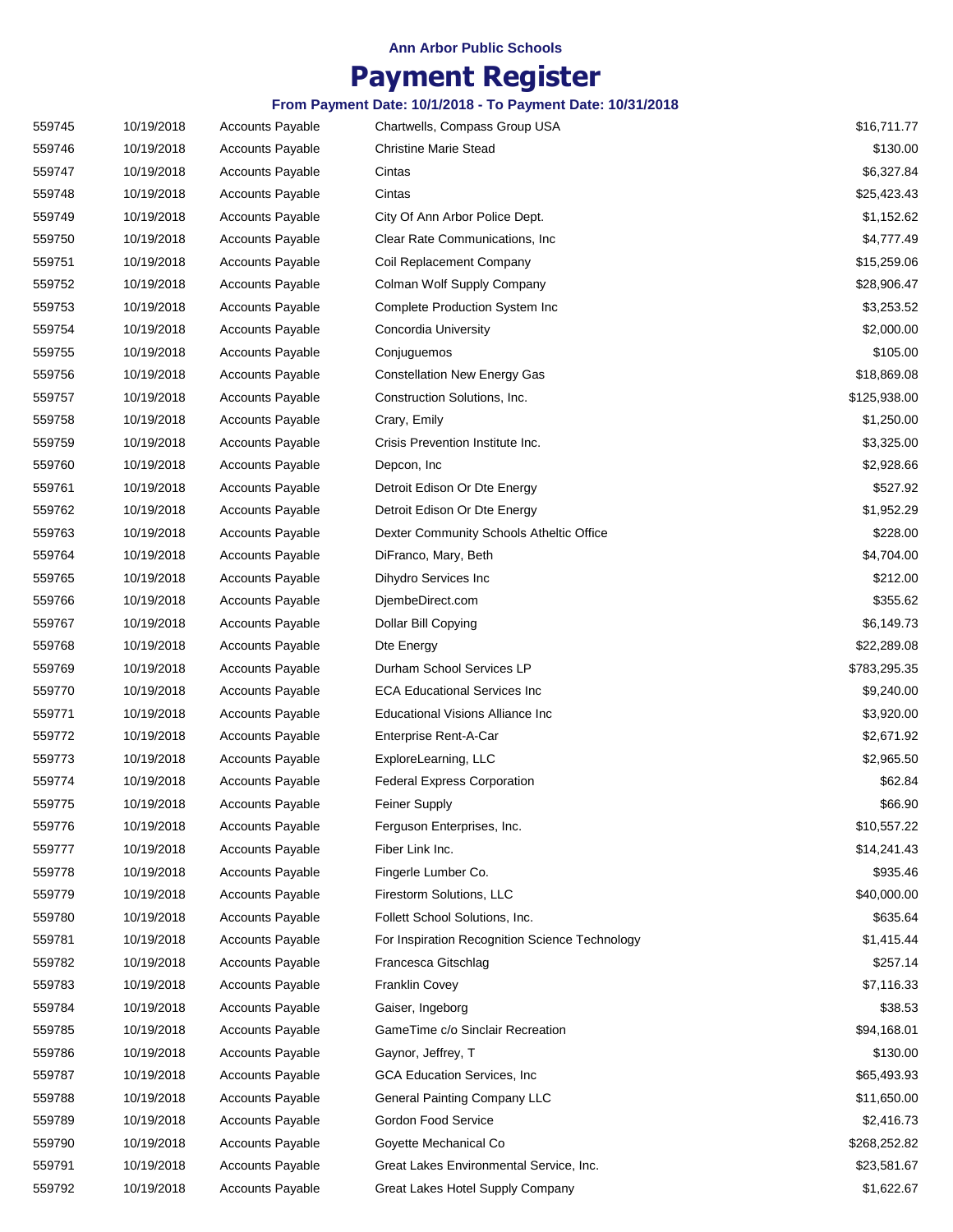Ann Arbor Public Schools

# Payment Register

**From Payment Date: 10/1/2018 - To Payment Date: 10/31/2018**

| | | | | |
|---|---|---|---|---|
| 559745 | 10/19/2018 | Accounts Payable | Chartwells, Compass Group USA | $16,711.77 |
| 559746 | 10/19/2018 | Accounts Payable | Christine Marie Stead | $130.00 |
| 559747 | 10/19/2018 | Accounts Payable | Cintas | $6,327.84 |
| 559748 | 10/19/2018 | Accounts Payable | Cintas | $25,423.43 |
| 559749 | 10/19/2018 | Accounts Payable | City Of Ann Arbor Police Dept. | $1,152.62 |
| 559750 | 10/19/2018 | Accounts Payable | Clear Rate Communications, Inc | $4,777.49 |
| 559751 | 10/19/2018 | Accounts Payable | Coil Replacement Company | $15,259.06 |
| 559752 | 10/19/2018 | Accounts Payable | Colman Wolf Supply Company | $28,906.47 |
| 559753 | 10/19/2018 | Accounts Payable | Complete Production System Inc | $3,253.52 |
| 559754 | 10/19/2018 | Accounts Payable | Concordia University | $2,000.00 |
| 559755 | 10/19/2018 | Accounts Payable | Conjuguemos | $105.00 |
| 559756 | 10/19/2018 | Accounts Payable | Constellation New Energy Gas | $18,869.08 |
| 559757 | 10/19/2018 | Accounts Payable | Construction Solutions, Inc. | $125,938.00 |
| 559758 | 10/19/2018 | Accounts Payable | Crary, Emily | $1,250.00 |
| 559759 | 10/19/2018 | Accounts Payable | Crisis Prevention Institute Inc. | $3,325.00 |
| 559760 | 10/19/2018 | Accounts Payable | Depcon, Inc | $2,928.66 |
| 559761 | 10/19/2018 | Accounts Payable | Detroit Edison Or Dte Energy | $527.92 |
| 559762 | 10/19/2018 | Accounts Payable | Detroit Edison Or Dte Energy | $1,952.29 |
| 559763 | 10/19/2018 | Accounts Payable | Dexter Community Schools Atheltic Office | $228.00 |
| 559764 | 10/19/2018 | Accounts Payable | DiFranco, Mary, Beth | $4,704.00 |
| 559765 | 10/19/2018 | Accounts Payable | Dihydro Services Inc | $212.00 |
| 559766 | 10/19/2018 | Accounts Payable | DjembeDirect.com | $355.62 |
| 559767 | 10/19/2018 | Accounts Payable | Dollar Bill Copying | $6,149.73 |
| 559768 | 10/19/2018 | Accounts Payable | Dte Energy | $22,289.08 |
| 559769 | 10/19/2018 | Accounts Payable | Durham School Services LP | $783,295.35 |
| 559770 | 10/19/2018 | Accounts Payable | ECA Educational Services Inc | $9,240.00 |
| 559771 | 10/19/2018 | Accounts Payable | Educational Visions Alliance Inc | $3,920.00 |
| 559772 | 10/19/2018 | Accounts Payable | Enterprise Rent-A-Car | $2,671.92 |
| 559773 | 10/19/2018 | Accounts Payable | ExploreLearning, LLC | $2,965.50 |
| 559774 | 10/19/2018 | Accounts Payable | Federal Express Corporation | $62.84 |
| 559775 | 10/19/2018 | Accounts Payable | Feiner Supply | $66.90 |
| 559776 | 10/19/2018 | Accounts Payable | Ferguson Enterprises, Inc. | $10,557.22 |
| 559777 | 10/19/2018 | Accounts Payable | Fiber Link Inc. | $14,241.43 |
| 559778 | 10/19/2018 | Accounts Payable | Fingerle Lumber Co. | $935.46 |
| 559779 | 10/19/2018 | Accounts Payable | Firestorm Solutions, LLC | $40,000.00 |
| 559780 | 10/19/2018 | Accounts Payable | Follett School Solutions, Inc. | $635.64 |
| 559781 | 10/19/2018 | Accounts Payable | For Inspiration Recognition Science Technology | $1,415.44 |
| 559782 | 10/19/2018 | Accounts Payable | Francesca Gitschlag | $257.14 |
| 559783 | 10/19/2018 | Accounts Payable | Franklin Covey | $7,116.33 |
| 559784 | 10/19/2018 | Accounts Payable | Gaiser, Ingeborg | $38.53 |
| 559785 | 10/19/2018 | Accounts Payable | GameTime c/o Sinclair Recreation | $94,168.01 |
| 559786 | 10/19/2018 | Accounts Payable | Gaynor, Jeffrey, T | $130.00 |
| 559787 | 10/19/2018 | Accounts Payable | GCA Education Services, Inc | $65,493.93 |
| 559788 | 10/19/2018 | Accounts Payable | General Painting Company LLC | $11,650.00 |
| 559789 | 10/19/2018 | Accounts Payable | Gordon Food Service | $2,416.73 |
| 559790 | 10/19/2018 | Accounts Payable | Goyette Mechanical Co | $268,252.82 |
| 559791 | 10/19/2018 | Accounts Payable | Great Lakes Environmental Service, Inc. | $23,581.67 |
| 559792 | 10/19/2018 | Accounts Payable | Great Lakes Hotel Supply Company | $1,622.67 |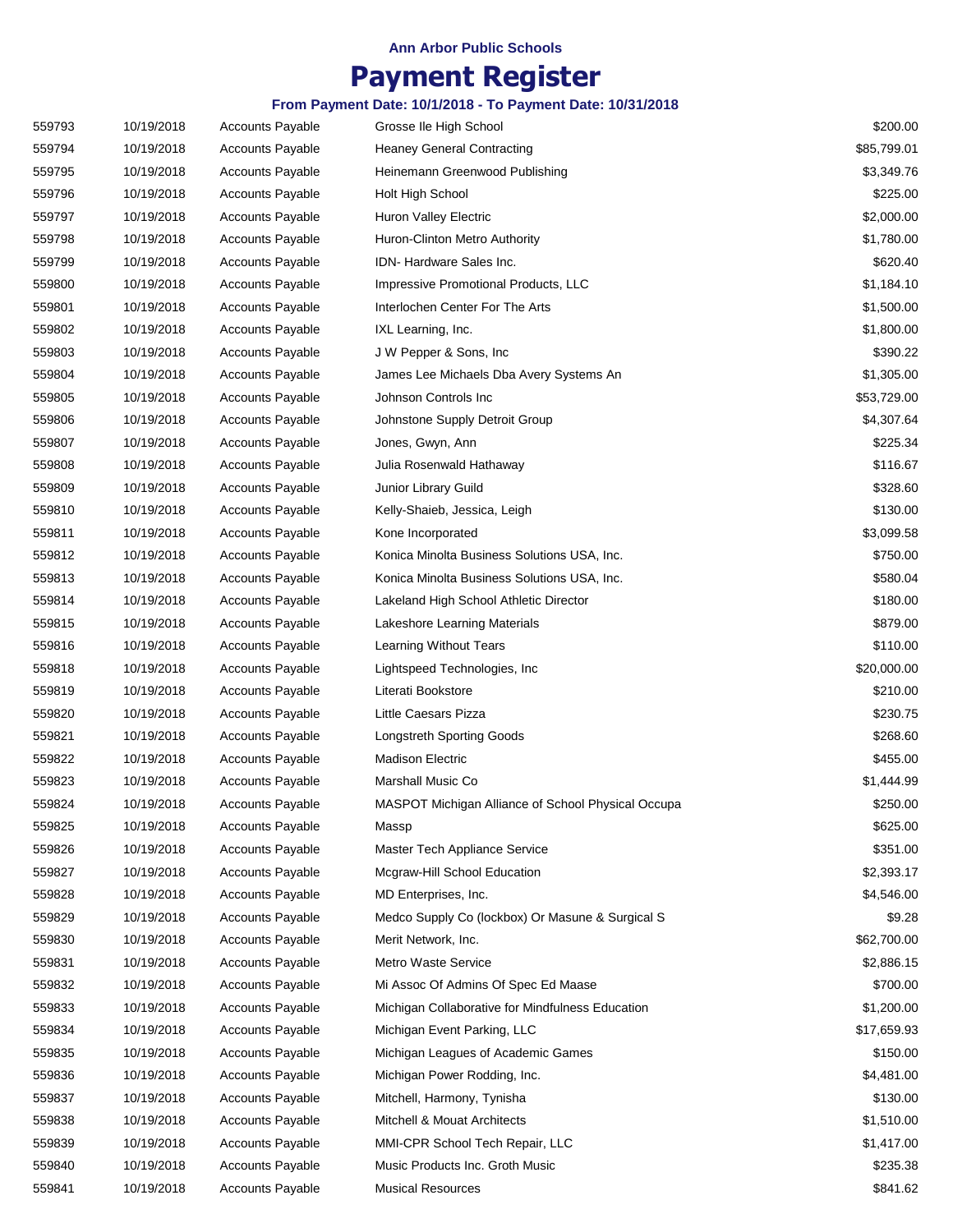Ann Arbor Public Schools

# Payment Register

### From Payment Date: 10/1/2018 - To Payment Date: 10/31/2018

| | | | | |
|---|---|---|---|---|
| 559793 | 10/19/2018 | Accounts Payable | Grosse Ile High School | $200.00 |
| 559794 | 10/19/2018 | Accounts Payable | Heaney General Contracting | $85,799.01 |
| 559795 | 10/19/2018 | Accounts Payable | Heinemann Greenwood Publishing | $3,349.76 |
| 559796 | 10/19/2018 | Accounts Payable | Holt High School | $225.00 |
| 559797 | 10/19/2018 | Accounts Payable | Huron Valley Electric | $2,000.00 |
| 559798 | 10/19/2018 | Accounts Payable | Huron-Clinton Metro Authority | $1,780.00 |
| 559799 | 10/19/2018 | Accounts Payable | IDN- Hardware Sales Inc. | $620.40 |
| 559800 | 10/19/2018 | Accounts Payable | Impressive Promotional Products, LLC | $1,184.10 |
| 559801 | 10/19/2018 | Accounts Payable | Interlochen Center For The Arts | $1,500.00 |
| 559802 | 10/19/2018 | Accounts Payable | IXL Learning, Inc. | $1,800.00 |
| 559803 | 10/19/2018 | Accounts Payable | J W Pepper & Sons, Inc | $390.22 |
| 559804 | 10/19/2018 | Accounts Payable | James Lee Michaels Dba Avery Systems An | $1,305.00 |
| 559805 | 10/19/2018 | Accounts Payable | Johnson Controls Inc | $53,729.00 |
| 559806 | 10/19/2018 | Accounts Payable | Johnstone Supply Detroit Group | $4,307.64 |
| 559807 | 10/19/2018 | Accounts Payable | Jones, Gwyn, Ann | $225.34 |
| 559808 | 10/19/2018 | Accounts Payable | Julia Rosenwald Hathaway | $116.67 |
| 559809 | 10/19/2018 | Accounts Payable | Junior Library Guild | $328.60 |
| 559810 | 10/19/2018 | Accounts Payable | Kelly-Shaieb, Jessica, Leigh | $130.00 |
| 559811 | 10/19/2018 | Accounts Payable | Kone Incorporated | $3,099.58 |
| 559812 | 10/19/2018 | Accounts Payable | Konica Minolta Business Solutions USA, Inc. | $750.00 |
| 559813 | 10/19/2018 | Accounts Payable | Konica Minolta Business Solutions USA, Inc. | $580.04 |
| 559814 | 10/19/2018 | Accounts Payable | Lakeland High School Athletic Director | $180.00 |
| 559815 | 10/19/2018 | Accounts Payable | Lakeshore Learning Materials | $879.00 |
| 559816 | 10/19/2018 | Accounts Payable | Learning Without Tears | $110.00 |
| 559818 | 10/19/2018 | Accounts Payable | Lightspeed Technologies, Inc | $20,000.00 |
| 559819 | 10/19/2018 | Accounts Payable | Literati Bookstore | $210.00 |
| 559820 | 10/19/2018 | Accounts Payable | Little Caesars Pizza | $230.75 |
| 559821 | 10/19/2018 | Accounts Payable | Longstreth Sporting Goods | $268.60 |
| 559822 | 10/19/2018 | Accounts Payable | Madison Electric | $455.00 |
| 559823 | 10/19/2018 | Accounts Payable | Marshall Music Co | $1,444.99 |
| 559824 | 10/19/2018 | Accounts Payable | MASPOT Michigan Alliance of School Physical Occupa | $250.00 |
| 559825 | 10/19/2018 | Accounts Payable | Massp | $625.00 |
| 559826 | 10/19/2018 | Accounts Payable | Master Tech Appliance Service | $351.00 |
| 559827 | 10/19/2018 | Accounts Payable | Mcgraw-Hill School Education | $2,393.17 |
| 559828 | 10/19/2018 | Accounts Payable | MD Enterprises, Inc. | $4,546.00 |
| 559829 | 10/19/2018 | Accounts Payable | Medco Supply Co (lockbox) Or Masune & Surgical S | $9.28 |
| 559830 | 10/19/2018 | Accounts Payable | Merit Network, Inc. | $62,700.00 |
| 559831 | 10/19/2018 | Accounts Payable | Metro Waste Service | $2,886.15 |
| 559832 | 10/19/2018 | Accounts Payable | Mi Assoc Of Admins Of Spec Ed Maase | $700.00 |
| 559833 | 10/19/2018 | Accounts Payable | Michigan Collaborative for Mindfulness Education | $1,200.00 |
| 559834 | 10/19/2018 | Accounts Payable | Michigan Event Parking, LLC | $17,659.93 |
| 559835 | 10/19/2018 | Accounts Payable | Michigan Leagues of Academic Games | $150.00 |
| 559836 | 10/19/2018 | Accounts Payable | Michigan Power Rodding, Inc. | $4,481.00 |
| 559837 | 10/19/2018 | Accounts Payable | Mitchell, Harmony, Tynisha | $130.00 |
| 559838 | 10/19/2018 | Accounts Payable | Mitchell & Mouat Architects | $1,510.00 |
| 559839 | 10/19/2018 | Accounts Payable | MMI-CPR School Tech Repair, LLC | $1,417.00 |
| 559840 | 10/19/2018 | Accounts Payable | Music Products Inc. Groth Music | $235.38 |
| 559841 | 10/19/2018 | Accounts Payable | Musical Resources | $841.62 |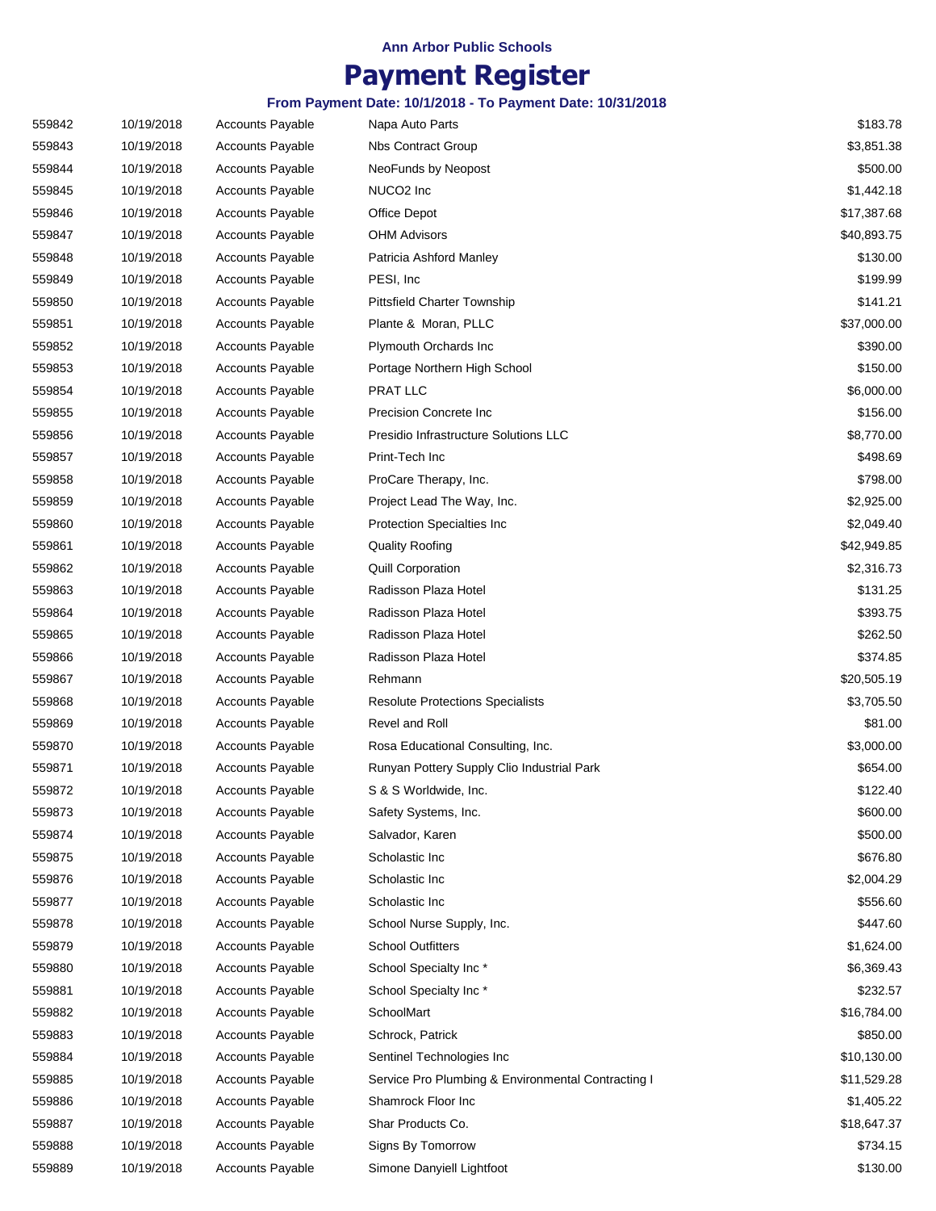Ann Arbor Public Schools

# Payment Register

**From Payment Date: 10/1/2018 - To Payment Date: 10/31/2018**

| | | | | |
|---|---|---|---|---|
| 559842 | 10/19/2018 | Accounts Payable | Napa Auto Parts | $183.78 |
| 559843 | 10/19/2018 | Accounts Payable | Nbs Contract Group | $3,851.38 |
| 559844 | 10/19/2018 | Accounts Payable | NeoFunds by Neopost | $500.00 |
| 559845 | 10/19/2018 | Accounts Payable | NUCO2 Inc | $1,442.18 |
| 559846 | 10/19/2018 | Accounts Payable | Office Depot | $17,387.68 |
| 559847 | 10/19/2018 | Accounts Payable | OHM Advisors | $40,893.75 |
| 559848 | 10/19/2018 | Accounts Payable | Patricia Ashford Manley | $130.00 |
| 559849 | 10/19/2018 | Accounts Payable | PESI, Inc | $199.99 |
| 559850 | 10/19/2018 | Accounts Payable | Pittsfield Charter Township | $141.21 |
| 559851 | 10/19/2018 | Accounts Payable | Plante & Moran, PLLC | $37,000.00 |
| 559852 | 10/19/2018 | Accounts Payable | Plymouth Orchards Inc | $390.00 |
| 559853 | 10/19/2018 | Accounts Payable | Portage Northern High School | $150.00 |
| 559854 | 10/19/2018 | Accounts Payable | PRAT LLC | $6,000.00 |
| 559855 | 10/19/2018 | Accounts Payable | Precision Concrete Inc | $156.00 |
| 559856 | 10/19/2018 | Accounts Payable | Presidio Infrastructure Solutions LLC | $8,770.00 |
| 559857 | 10/19/2018 | Accounts Payable | Print-Tech Inc | $498.69 |
| 559858 | 10/19/2018 | Accounts Payable | ProCare Therapy, Inc. | $798.00 |
| 559859 | 10/19/2018 | Accounts Payable | Project Lead The Way, Inc. | $2,925.00 |
| 559860 | 10/19/2018 | Accounts Payable | Protection Specialties Inc | $2,049.40 |
| 559861 | 10/19/2018 | Accounts Payable | Quality Roofing | $42,949.85 |
| 559862 | 10/19/2018 | Accounts Payable | Quill Corporation | $2,316.73 |
| 559863 | 10/19/2018 | Accounts Payable | Radisson Plaza Hotel | $131.25 |
| 559864 | 10/19/2018 | Accounts Payable | Radisson Plaza Hotel | $393.75 |
| 559865 | 10/19/2018 | Accounts Payable | Radisson Plaza Hotel | $262.50 |
| 559866 | 10/19/2018 | Accounts Payable | Radisson Plaza Hotel | $374.85 |
| 559867 | 10/19/2018 | Accounts Payable | Rehmann | $20,505.19 |
| 559868 | 10/19/2018 | Accounts Payable | Resolute Protections Specialists | $3,705.50 |
| 559869 | 10/19/2018 | Accounts Payable | Revel and Roll | $81.00 |
| 559870 | 10/19/2018 | Accounts Payable | Rosa Educational Consulting, Inc. | $3,000.00 |
| 559871 | 10/19/2018 | Accounts Payable | Runyan Pottery Supply Clio Industrial Park | $654.00 |
| 559872 | 10/19/2018 | Accounts Payable | S & S Worldwide, Inc. | $122.40 |
| 559873 | 10/19/2018 | Accounts Payable | Safety Systems, Inc. | $600.00 |
| 559874 | 10/19/2018 | Accounts Payable | Salvador, Karen | $500.00 |
| 559875 | 10/19/2018 | Accounts Payable | Scholastic Inc | $676.80 |
| 559876 | 10/19/2018 | Accounts Payable | Scholastic Inc | $2,004.29 |
| 559877 | 10/19/2018 | Accounts Payable | Scholastic Inc | $556.60 |
| 559878 | 10/19/2018 | Accounts Payable | School Nurse Supply, Inc. | $447.60 |
| 559879 | 10/19/2018 | Accounts Payable | School Outfitters | $1,624.00 |
| 559880 | 10/19/2018 | Accounts Payable | School Specialty Inc * | $6,369.43 |
| 559881 | 10/19/2018 | Accounts Payable | School Specialty Inc * | $232.57 |
| 559882 | 10/19/2018 | Accounts Payable | SchoolMart | $16,784.00 |
| 559883 | 10/19/2018 | Accounts Payable | Schrock, Patrick | $850.00 |
| 559884 | 10/19/2018 | Accounts Payable | Sentinel Technologies Inc | $10,130.00 |
| 559885 | 10/19/2018 | Accounts Payable | Service Pro Plumbing & Environmental Contracting I | $11,529.28 |
| 559886 | 10/19/2018 | Accounts Payable | Shamrock Floor Inc | $1,405.22 |
| 559887 | 10/19/2018 | Accounts Payable | Shar Products Co. | $18,647.37 |
| 559888 | 10/19/2018 | Accounts Payable | Signs By Tomorrow | $734.15 |
| 559889 | 10/19/2018 | Accounts Payable | Simone Danyiell Lightfoot | $130.00 |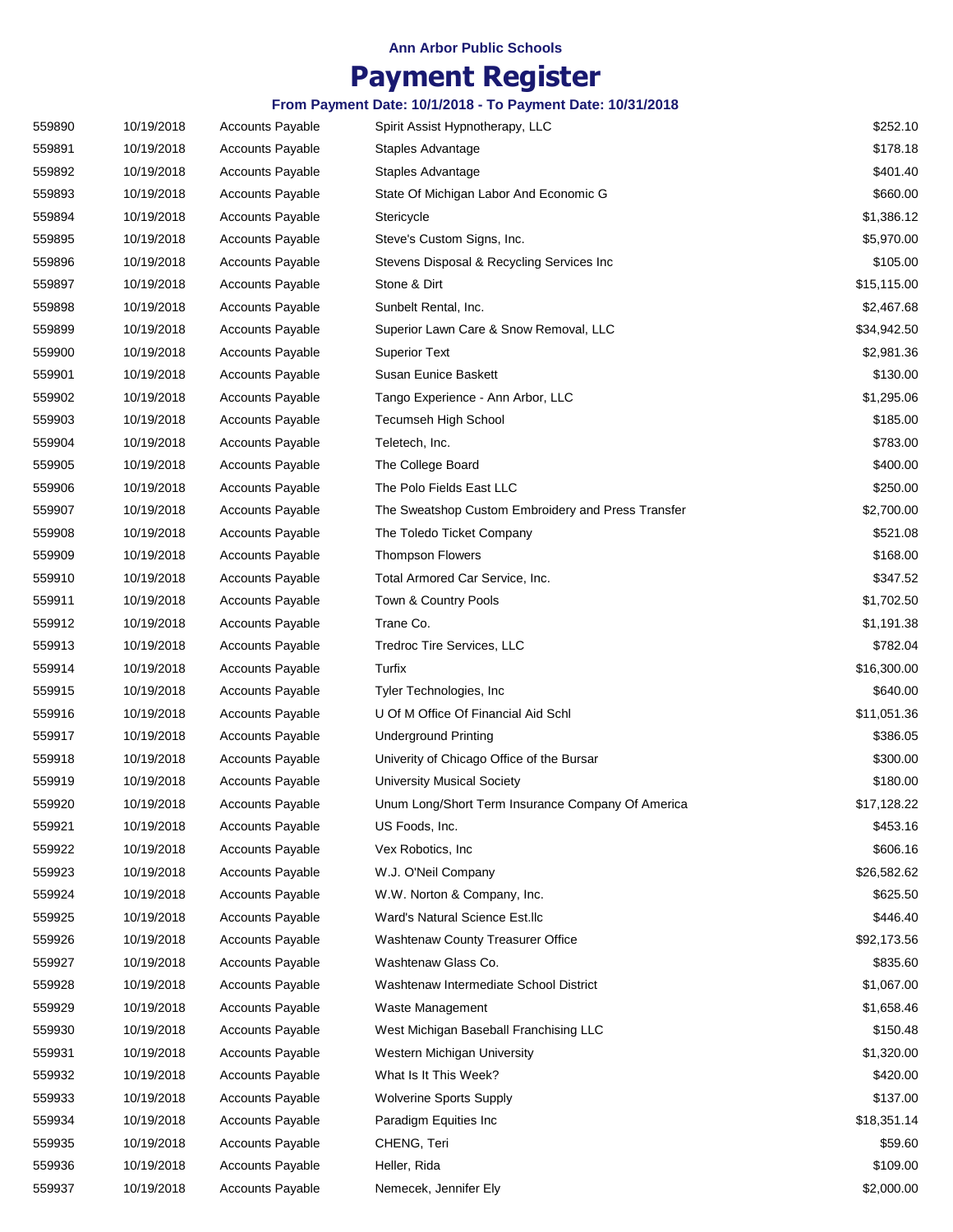**Ann Arbor Public Schools**

# Payment Register

**From Payment Date: 10/1/2018 - To Payment Date: 10/31/2018**

| | | | | |
|---|---|---|---|---|
| 559890 | 10/19/2018 | Accounts Payable | Spirit Assist Hypnotherapy, LLC | $252.10 |
| 559891 | 10/19/2018 | Accounts Payable | Staples Advantage | $178.18 |
| 559892 | 10/19/2018 | Accounts Payable | Staples Advantage | $401.40 |
| 559893 | 10/19/2018 | Accounts Payable | State Of Michigan Labor And Economic G | $660.00 |
| 559894 | 10/19/2018 | Accounts Payable | Stericycle | $1,386.12 |
| 559895 | 10/19/2018 | Accounts Payable | Steve's Custom Signs, Inc. | $5,970.00 |
| 559896 | 10/19/2018 | Accounts Payable | Stevens Disposal & Recycling Services Inc | $105.00 |
| 559897 | 10/19/2018 | Accounts Payable | Stone & Dirt | $15,115.00 |
| 559898 | 10/19/2018 | Accounts Payable | Sunbelt Rental, Inc. | $2,467.68 |
| 559899 | 10/19/2018 | Accounts Payable | Superior Lawn Care & Snow Removal, LLC | $34,942.50 |
| 559900 | 10/19/2018 | Accounts Payable | Superior Text | $2,981.36 |
| 559901 | 10/19/2018 | Accounts Payable | Susan Eunice Baskett | $130.00 |
| 559902 | 10/19/2018 | Accounts Payable | Tango Experience - Ann Arbor, LLC | $1,295.06 |
| 559903 | 10/19/2018 | Accounts Payable | Tecumseh High School | $185.00 |
| 559904 | 10/19/2018 | Accounts Payable | Teletech, Inc. | $783.00 |
| 559905 | 10/19/2018 | Accounts Payable | The College Board | $400.00 |
| 559906 | 10/19/2018 | Accounts Payable | The Polo Fields East LLC | $250.00 |
| 559907 | 10/19/2018 | Accounts Payable | The Sweatshop Custom Embroidery and Press Transfer | $2,700.00 |
| 559908 | 10/19/2018 | Accounts Payable | The Toledo Ticket Company | $521.08 |
| 559909 | 10/19/2018 | Accounts Payable | Thompson Flowers | $168.00 |
| 559910 | 10/19/2018 | Accounts Payable | Total Armored Car Service, Inc. | $347.52 |
| 559911 | 10/19/2018 | Accounts Payable | Town & Country Pools | $1,702.50 |
| 559912 | 10/19/2018 | Accounts Payable | Trane Co. | $1,191.38 |
| 559913 | 10/19/2018 | Accounts Payable | Tredroc Tire Services, LLC | $782.04 |
| 559914 | 10/19/2018 | Accounts Payable | Turfix | $16,300.00 |
| 559915 | 10/19/2018 | Accounts Payable | Tyler Technologies, Inc | $640.00 |
| 559916 | 10/19/2018 | Accounts Payable | U Of M Office Of Financial Aid Schl | $11,051.36 |
| 559917 | 10/19/2018 | Accounts Payable | Underground Printing | $386.05 |
| 559918 | 10/19/2018 | Accounts Payable | Univerity of Chicago Office of the Bursar | $300.00 |
| 559919 | 10/19/2018 | Accounts Payable | University Musical Society | $180.00 |
| 559920 | 10/19/2018 | Accounts Payable | Unum Long/Short Term Insurance Company Of America | $17,128.22 |
| 559921 | 10/19/2018 | Accounts Payable | US Foods, Inc. | $453.16 |
| 559922 | 10/19/2018 | Accounts Payable | Vex Robotics, Inc | $606.16 |
| 559923 | 10/19/2018 | Accounts Payable | W.J. O'Neil Company | $26,582.62 |
| 559924 | 10/19/2018 | Accounts Payable | W.W. Norton & Company, Inc. | $625.50 |
| 559925 | 10/19/2018 | Accounts Payable | Ward's Natural Science Est.llc | $446.40 |
| 559926 | 10/19/2018 | Accounts Payable | Washtenaw County Treasurer Office | $92,173.56 |
| 559927 | 10/19/2018 | Accounts Payable | Washtenaw Glass Co. | $835.60 |
| 559928 | 10/19/2018 | Accounts Payable | Washtenaw Intermediate School District | $1,067.00 |
| 559929 | 10/19/2018 | Accounts Payable | Waste Management | $1,658.46 |
| 559930 | 10/19/2018 | Accounts Payable | West Michigan Baseball Franchising LLC | $150.48 |
| 559931 | 10/19/2018 | Accounts Payable | Western Michigan University | $1,320.00 |
| 559932 | 10/19/2018 | Accounts Payable | What Is It This Week? | $420.00 |
| 559933 | 10/19/2018 | Accounts Payable | Wolverine Sports Supply | $137.00 |
| 559934 | 10/19/2018 | Accounts Payable | Paradigm Equities Inc | $18,351.14 |
| 559935 | 10/19/2018 | Accounts Payable | CHENG, Teri | $59.60 |
| 559936 | 10/19/2018 | Accounts Payable | Heller, Rida | $109.00 |
| 559937 | 10/19/2018 | Accounts Payable | Nemecek, Jennifer Ely | $2,000.00 |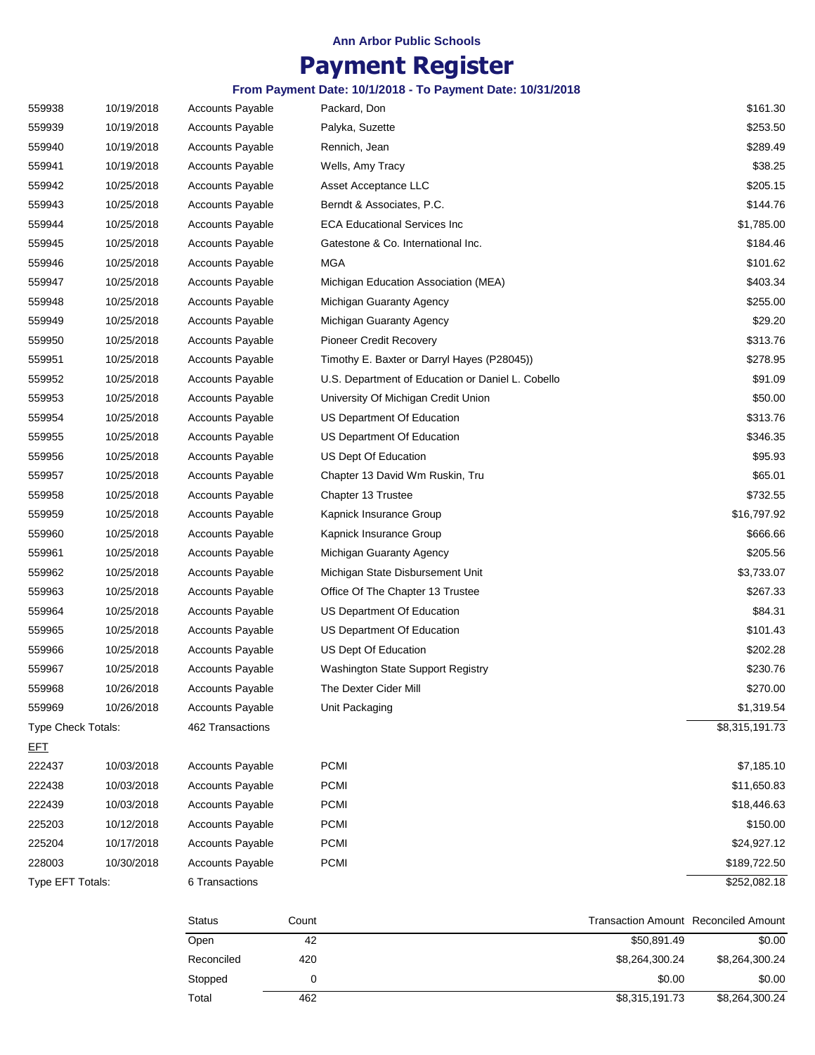Ann Arbor Public Schools

# Payment Register

**From Payment Date: 10/1/2018 - To Payment Date: 10/31/2018**

| | | | | |
|---|---|---|---|---|
| 559938 | 10/19/2018 | Accounts Payable | Packard, Don | $161.30 |
| 559939 | 10/19/2018 | Accounts Payable | Palyka, Suzette | $253.50 |
| 559940 | 10/19/2018 | Accounts Payable | Rennich, Jean | $289.49 |
| 559941 | 10/19/2018 | Accounts Payable | Wells, Amy Tracy | $38.25 |
| 559942 | 10/25/2018 | Accounts Payable | Asset Acceptance LLC | $205.15 |
| 559943 | 10/25/2018 | Accounts Payable | Berndt & Associates, P.C. | $144.76 |
| 559944 | 10/25/2018 | Accounts Payable | ECA Educational Services Inc | $1,785.00 |
| 559945 | 10/25/2018 | Accounts Payable | Gatestone & Co. International Inc. | $184.46 |
| 559946 | 10/25/2018 | Accounts Payable | MGA | $101.62 |
| 559947 | 10/25/2018 | Accounts Payable | Michigan Education Association (MEA) | $403.34 |
| 559948 | 10/25/2018 | Accounts Payable | Michigan Guaranty Agency | $255.00 |
| 559949 | 10/25/2018 | Accounts Payable | Michigan Guaranty Agency | $29.20 |
| 559950 | 10/25/2018 | Accounts Payable | Pioneer Credit Recovery | $313.76 |
| 559951 | 10/25/2018 | Accounts Payable | Timothy E. Baxter or Darryl Hayes (P28045)) | $278.95 |
| 559952 | 10/25/2018 | Accounts Payable | U.S. Department of Education or Daniel L. Cobello | $91.09 |
| 559953 | 10/25/2018 | Accounts Payable | University Of Michigan Credit Union | $50.00 |
| 559954 | 10/25/2018 | Accounts Payable | US Department Of Education | $313.76 |
| 559955 | 10/25/2018 | Accounts Payable | US Department Of Education | $346.35 |
| 559956 | 10/25/2018 | Accounts Payable | US Dept Of Education | $95.93 |
| 559957 | 10/25/2018 | Accounts Payable | Chapter 13 David Wm Ruskin, Tru | $65.01 |
| 559958 | 10/25/2018 | Accounts Payable | Chapter 13 Trustee | $732.55 |
| 559959 | 10/25/2018 | Accounts Payable | Kapnick Insurance Group | $16,797.92 |
| 559960 | 10/25/2018 | Accounts Payable | Kapnick Insurance Group | $666.66 |
| 559961 | 10/25/2018 | Accounts Payable | Michigan Guaranty Agency | $205.56 |
| 559962 | 10/25/2018 | Accounts Payable | Michigan State Disbursement Unit | $3,733.07 |
| 559963 | 10/25/2018 | Accounts Payable | Office Of The Chapter 13 Trustee | $267.33 |
| 559964 | 10/25/2018 | Accounts Payable | US Department Of Education | $84.31 |
| 559965 | 10/25/2018 | Accounts Payable | US Department Of Education | $101.43 |
| 559966 | 10/25/2018 | Accounts Payable | US Dept Of Education | $202.28 |
| 559967 | 10/25/2018 | Accounts Payable | Washington State Support Registry | $230.76 |
| 559968 | 10/26/2018 | Accounts Payable | The Dexter Cider Mill | $270.00 |
| 559969 | 10/26/2018 | Accounts Payable | Unit Packaging | $1,319.54 |
| Type Check Totals: | | 462 Transactions | | $8,315,191.73 |

EFT

| | | | | |
|---|---|---|---|---|
| 222437 | 10/03/2018 | Accounts Payable | PCMI | $7,185.10 |
| 222438 | 10/03/2018 | Accounts Payable | PCMI | $11,650.83 |
| 222439 | 10/03/2018 | Accounts Payable | PCMI | $18,446.63 |
| 225203 | 10/12/2018 | Accounts Payable | PCMI | $150.00 |
| 225204 | 10/17/2018 | Accounts Payable | PCMI | $24,927.12 |
| 228003 | 10/30/2018 | Accounts Payable | PCMI | $189,722.50 |
| Type EFT Totals: | | 6 Transactions | | $252,082.18 |

| Status | Count | Transaction Amount | Reconciled Amount |
|---|---|---|---|
| Open | 42 | $50,891.49 | $0.00 |
| Reconciled | 420 | $8,264,300.24 | $8,264,300.24 |
| Stopped | 0 | $0.00 | $0.00 |
| Total | 462 | $8,315,191.73 | $8,264,300.24 |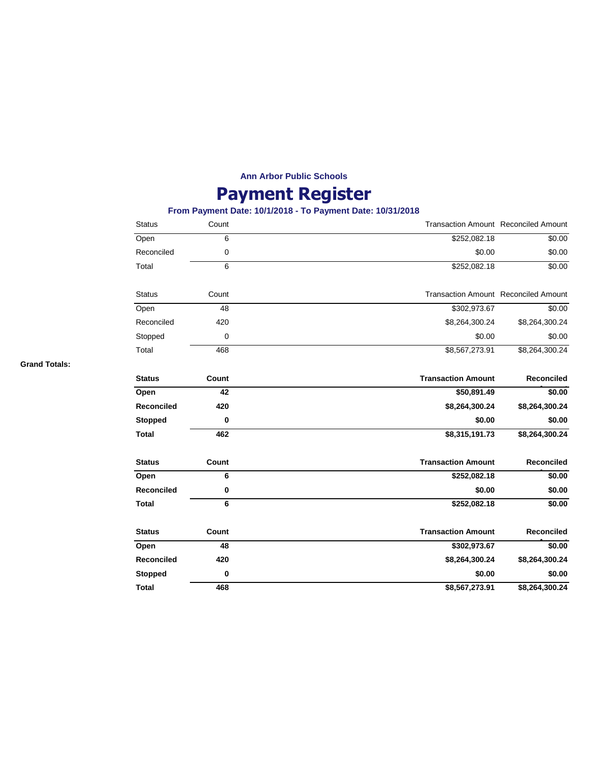Ann Arbor Public Schools

# Payment Register

**From Payment Date: 10/1/2018 - To Payment Date: 10/31/2018**

| Status | Count | Transaction Amount | Reconciled Amount |
|---|---|---|---|
| Open | 6 | $252,082.18 | $0.00 |
| Reconciled | 0 | $0.00 | $0.00 |
| Total | 6 | $252,082.18 | $0.00 |

| Status | Count | Transaction Amount | Reconciled Amount |
|---|---|---|---|
| Open | 48 | $302,973.67 | $0.00 |
| Reconciled | 420 | $8,264,300.24 | $8,264,300.24 |
| Stopped | 0 | $0.00 | $0.00 |
| Total | 468 | $8,567,273.91 | $8,264,300.24 |

**Grand Totals:**

| **Status** | **Count** | **Transaction Amount** | **Reconciled** |
|---|---|---|---|
| **Open** | **42** | **$50,891.49** | **$0.00** |
| **Reconciled** | **420** | **$8,264,300.24** | **$8,264,300.24** |
| **Stopped** | **0** | **$0.00** | **$0.00** |
| **Total** | **462** | **$8,315,191.73** | **$8,264,300.24** |

| **Status** | **Count** | **Transaction Amount** | **Reconciled** |
|---|---|---|---|
| **Open** | **6** | **$252,082.18** | **$0.00** |
| **Reconciled** | **0** | **$0.00** | **$0.00** |
| **Total** | **6** | **$252,082.18** | **$0.00** |

| **Status** | **Count** | **Transaction Amount** | **Reconciled** |
|---|---|---|---|
| **Open** | **48** | **$302,973.67** | **$0.00** |
| **Reconciled** | **420** | **$8,264,300.24** | **$8,264,300.24** |
| **Stopped** | **0** | **$0.00** | **$0.00** |
| **Total** | **468** | **$8,567,273.91** | **$8,264,300.24** |